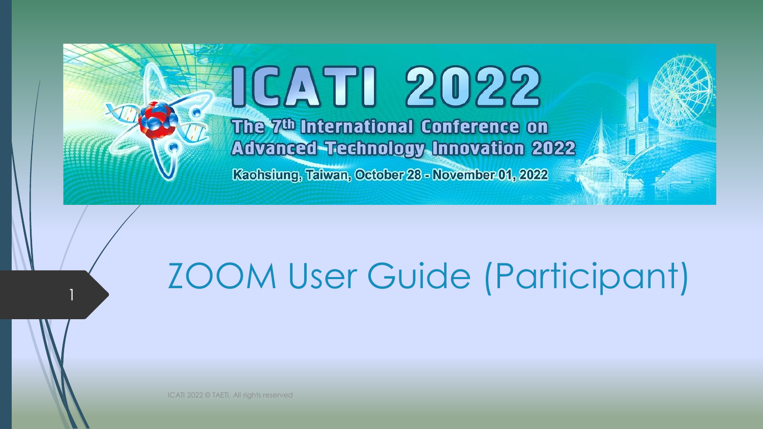# ICATI 2022

The 7th International Conference on Advanced Technology Innovation 2022

Kaohsiung, Taiwan, October 28 - November 01, 2022

# ZOOM User Guide (Participant)

ICATI 2022 © TAETI. All rights reserved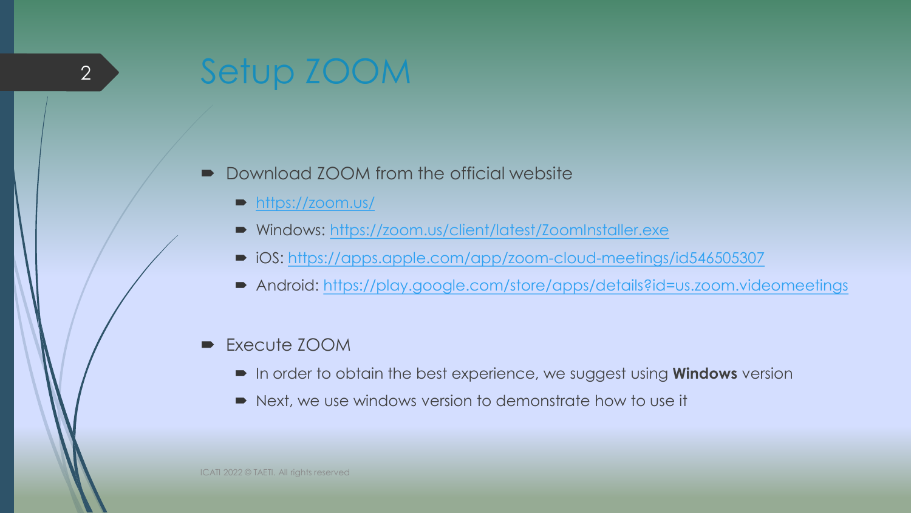# Setup ZOOM

- Download ZOOM from the official website
  - https://zoom.us/
  - Windows: https://zoom.us/client/latest/ZoomInstaller.exe
  - iOS: https://apps.apple.com/app/zoom-cloud-meetings/id546505307
  - Android: https://play.google.com/store/apps/details?id=us.zoom.videomeetings

- Execute ZOOM
  - In order to obtain the best experience, we suggest using **Windows** version
  - Next, we use windows version to demonstrate how to use it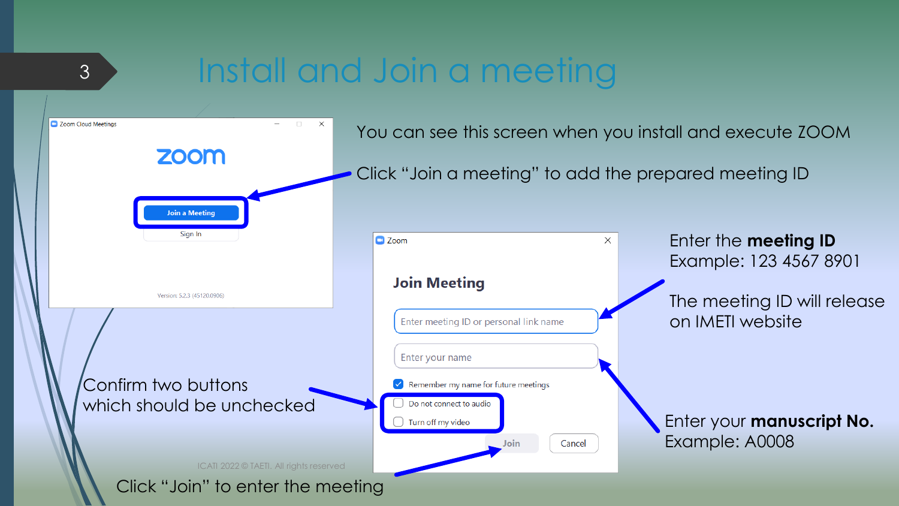# Install and Join a meeting

You can see this screen when you install and execute ZOOM

Click "Join a meeting" to add the prepared meeting ID

Enter the **meeting ID**
Example: 123 4567 8901

The meeting ID will release on IMETI website

Confirm two buttons which should be unchecked

Enter your **manuscript No.**
Example: A0008

Click "Join" to enter the meeting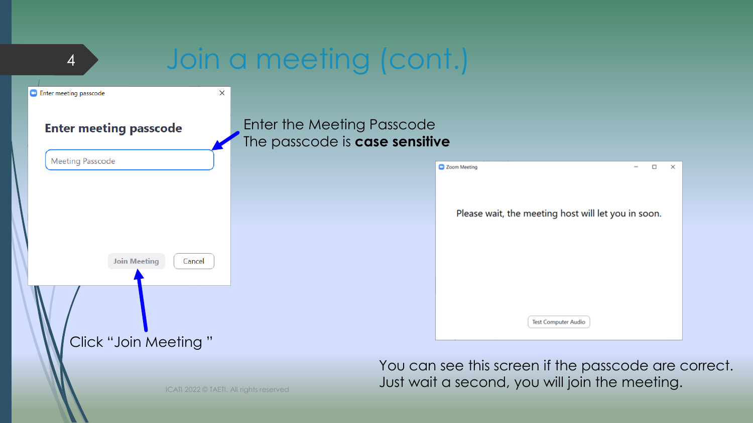# Join a meeting (cont.)

Enter meeting passcode

**Enter meeting passcode**

Meeting Passcode

Join Meeting　Cancel

Enter the Meeting Passcode
The passcode is **case sensitive**

Click "Join Meeting "

Zoom Meeting

Please wait, the meeting host will let you in soon.

Test Computer Audio

You can see this screen if the passcode are correct.
Just wait a second, you will join the meeting.

ICATI 2022 © TAETI. All rights reserved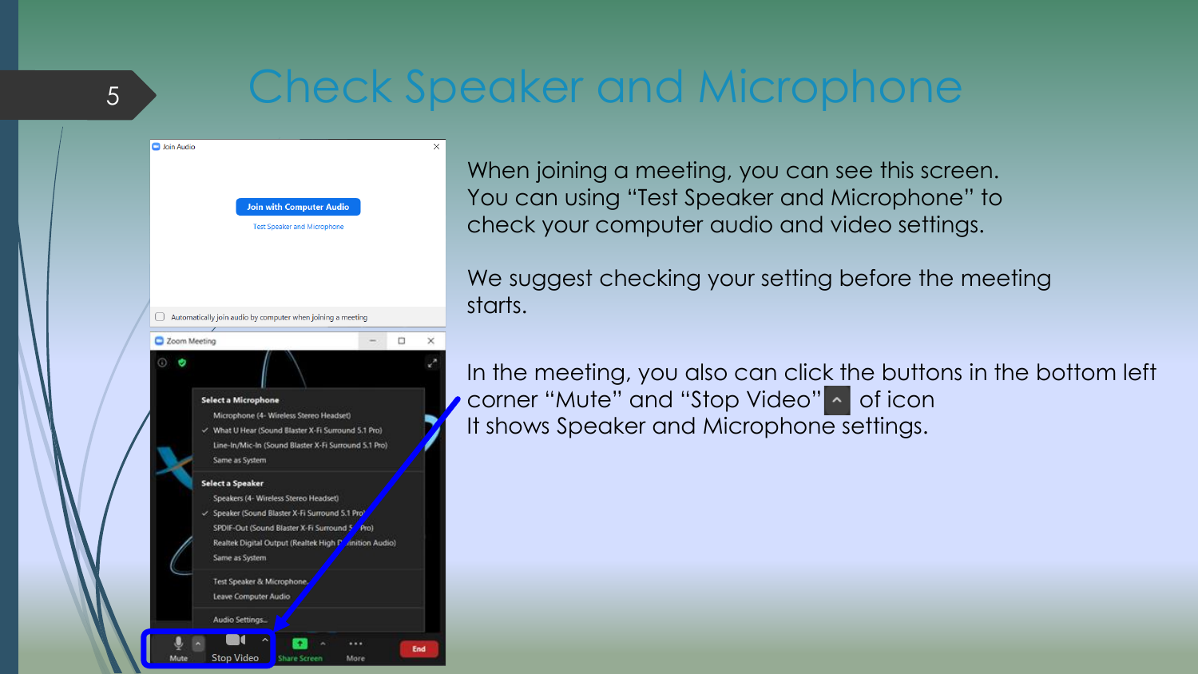# Check Speaker and Microphone

When joining a meeting, you can see this screen. You can using "Test Speaker and Microphone" to check your computer audio and video settings.

We suggest checking your setting before the meeting starts.

In the meeting, you also can click the buttons in the bottom left corner "Mute" and "Stop Video" ^ of icon
It shows Speaker and Microphone settings.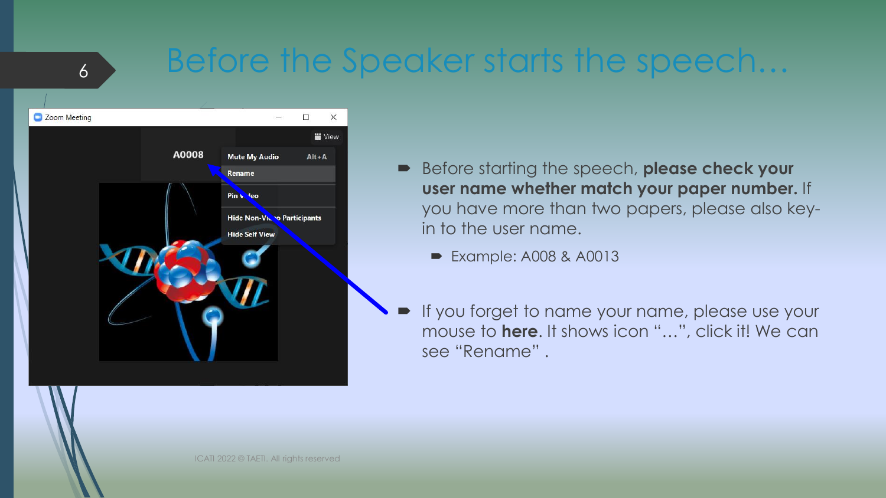# Before the Speaker starts the speech…

- Before starting the speech, **please check your user name whether match your paper number.** If you have more than two papers, please also key-in to the user name.
  - Example: A008 & A0013
- If you forget to name your name, please use your mouse to **here**. It shows icon "…", click it! We can see "Rename" .

ICATI 2022 © TAETI. All rights reserved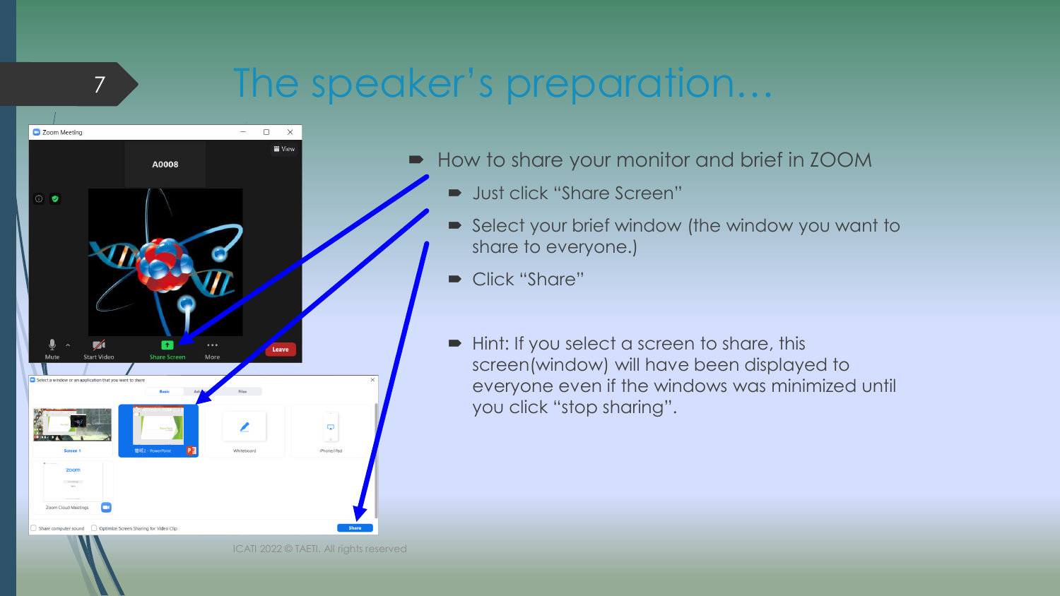# The speaker's preparation…

- How to share your monitor and brief in ZOOM
  - Just click "Share Screen"
  - Select your brief window (the window you want to share to everyone.)
  - Click "Share"

  - Hint: If you select a screen to share, this screen(window) will have been displayed to everyone even if the windows was minimized until you click "stop sharing".

ICATI 2022 © TAETI. All rights reserved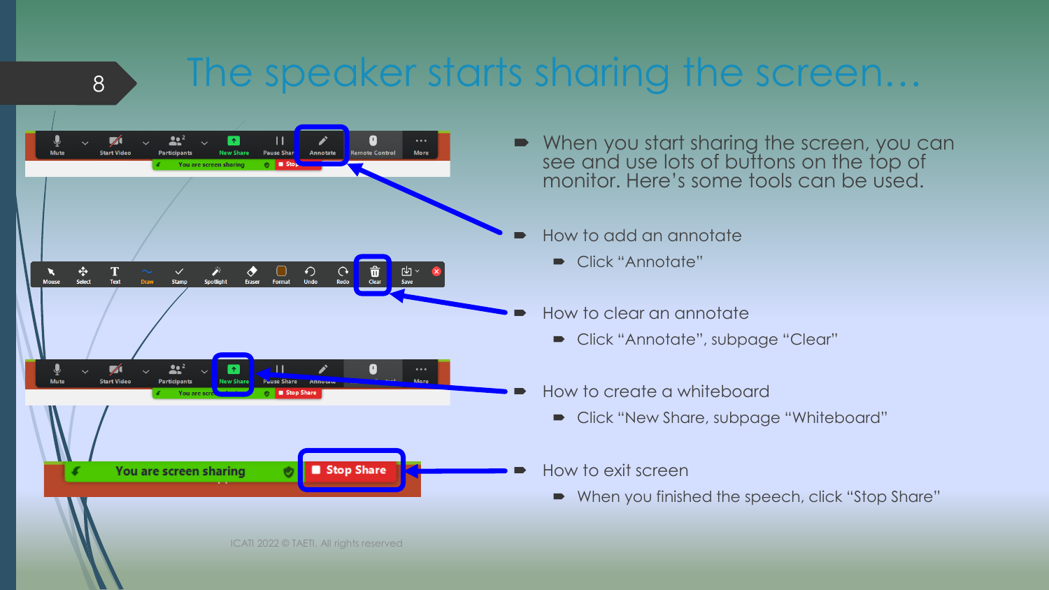# The speaker starts sharing the screen…

- When you start sharing the screen, you can see and use lots of buttons on the top of monitor. Here's some tools can be used.
- How to add an annotate
  - Click "Annotate"
- How to clear an annotate
  - Click "Annotate", subpage "Clear"
- How to create a whiteboard
  - Click "New Share, subpage "Whiteboard"
- How to exit screen
  - When you finished the speech, click "Stop Share"

ICATI 2022 © TAETI. All rights reserved